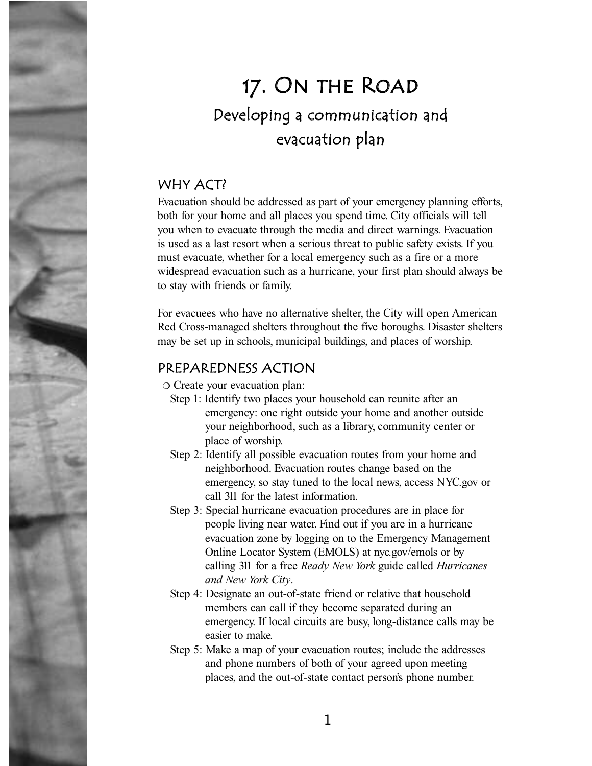# 17. On the Road

## Developing a communication and evacuation plan

### WHY ACT?

Evacuation should be addressed as part of your emergency planning efforts, both for your home and all places you spend time. City officials will tell you when to evacuate through the media and direct warnings. Evacuation is used as a last resort when a serious threat to public safety exists. If you must evacuate, whether for a local emergency such as a fire or a more widespread evacuation such as a hurricane, your first plan should always be to stay with friends or family.

For evacuees who have no alternative shelter, the City will open American Red Cross-managed shelters throughout the five boroughs. Disaster shelters may be set up in schools, municipal buildings, and places of worship.

### PREPAREDNESS ACTION

❍ Create your evacuation plan:

- Step 1: Identify two places your household can reunite after an emergency: one right outside your home and another outside your neighborhood, such as a library, community center or place of worship.
- Step 2: Identify all possible evacuation routes from your home and neighborhood. Evacuation routes change based on the emergency, so stay tuned to the local news, access NYC.gov or call 311 for the latest information.
- Step 3: Special hurricane evacuation procedures are in place for people living near water. Find out if you are in a hurricane evacuation zone by logging on to the Emergency Management Online Locator System (EMOLS) at nyc.gov/emols or by calling 311 for a free *Ready New York* guide called *Hurricanes and New York City*.
- Step 4: Designate an out-of-state friend or relative that household members can call if they become separated during an emergency. If local circuits are busy, long-distance calls may be easier to make.
- Step 5: Make a map of your evacuation routes; include the addresses and phone numbers of both of your agreed upon meeting places, and the out-of-state contact person's phone number.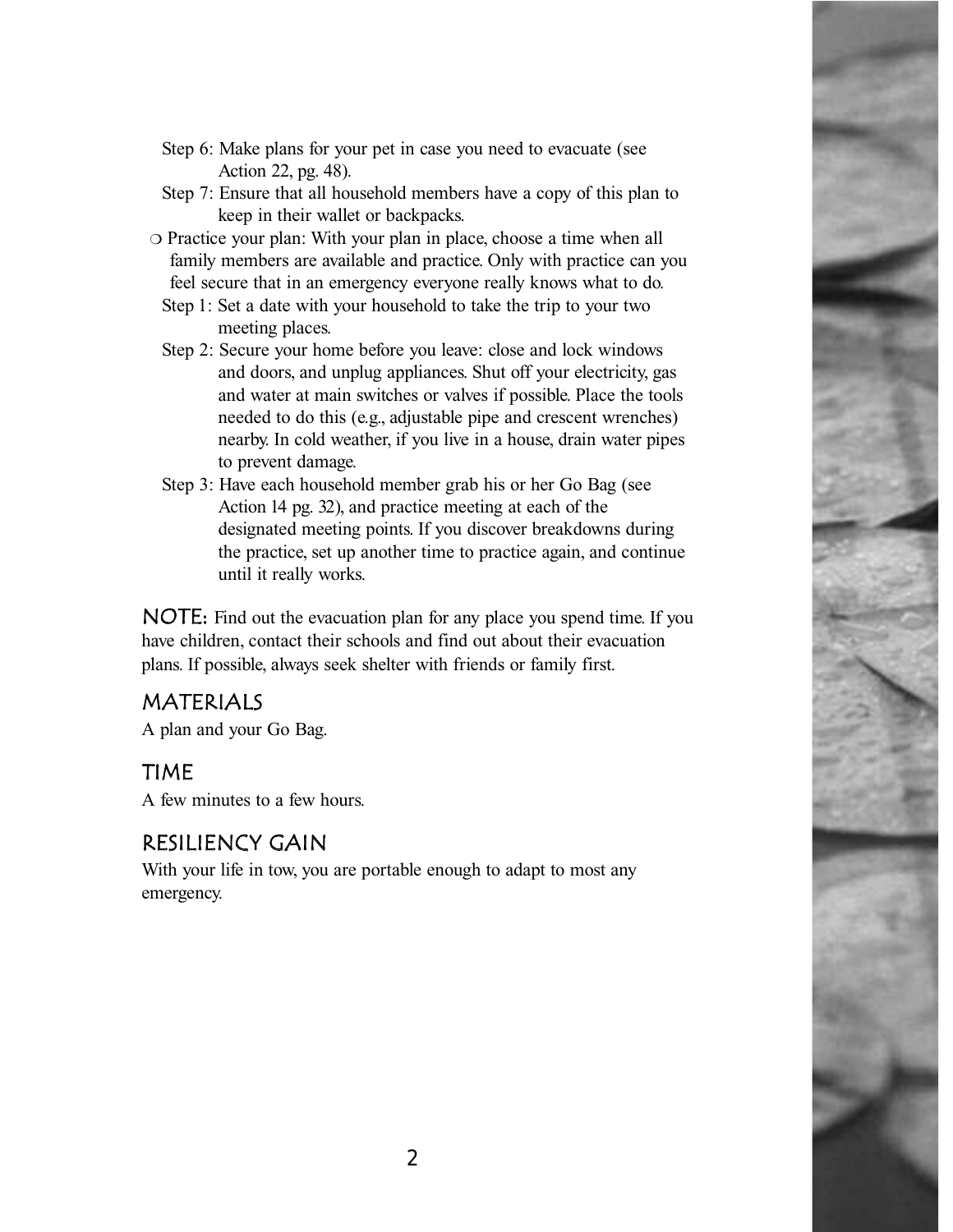Step 6: Make plans for your pet in case you need to evacuate (see Action 22, pg. 48).

Step 7: Ensure that all household members have a copy of this plan to keep in their wallet or backpacks.

❍ Practice your plan: With your plan in place, choose a time when all family members are available and practice. Only with practice can you feel secure that in an emergency everyone really knows what to do.

Step 1: Set a date with your household to take the trip to your two meeting places.

Step 2: Secure your home before you leave: close and lock windows and doors, and unplug appliances. Shut off your electricity, gas and water at main switches or valves if possible. Place the tools needed to do this (e.g., adjustable pipe and crescent wrenches) nearby. In cold weather, if you live in a house, drain water pipes to prevent damage.

Step 3: Have each household member grab his or her Go Bag (see Action 14 pg. 32), and practice meeting at each of the designated meeting points. If you discover breakdowns during the practice, set up another time to practice again, and continue until it really works.

**NOTE:** Find out the evacuation plan for any place you spend time. If you have children, contact their schools and find out about their evacuation plans. If possible, always seek shelter with friends or family first.

## MATERIALS

A plan and your Go Bag.

## TIME

A few minutes to a few hours.

## RESILIENCY GAIN

With your life in tow, you are portable enough to adapt to most any emergency.